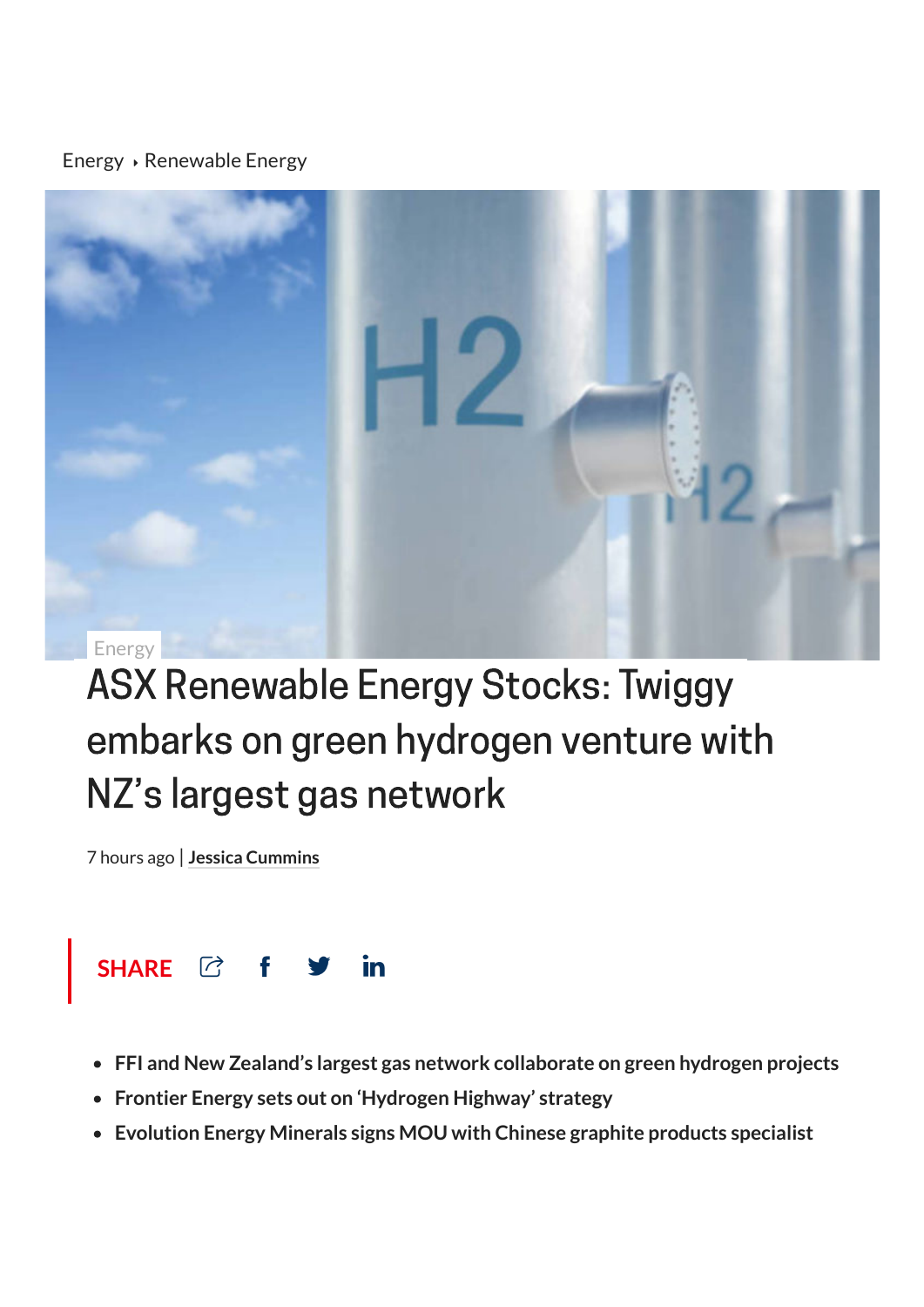Energy ‣ Renewable Energy

Energy

# ASX Renewable Energy Stocks: Twiggy embarks on green hydrogen venture with NZ's largest gas network

7 hours ago | **Jessica Cummins**

**SHARE**

- **FFI and New Zealand's largest gas network collaborate on green hydrogen projects**
- **Frontier Energy sets out on 'Hydrogen Highway' strategy**
- **Evolution Energy Minerals signs MOU with Chinese graphite products specialist**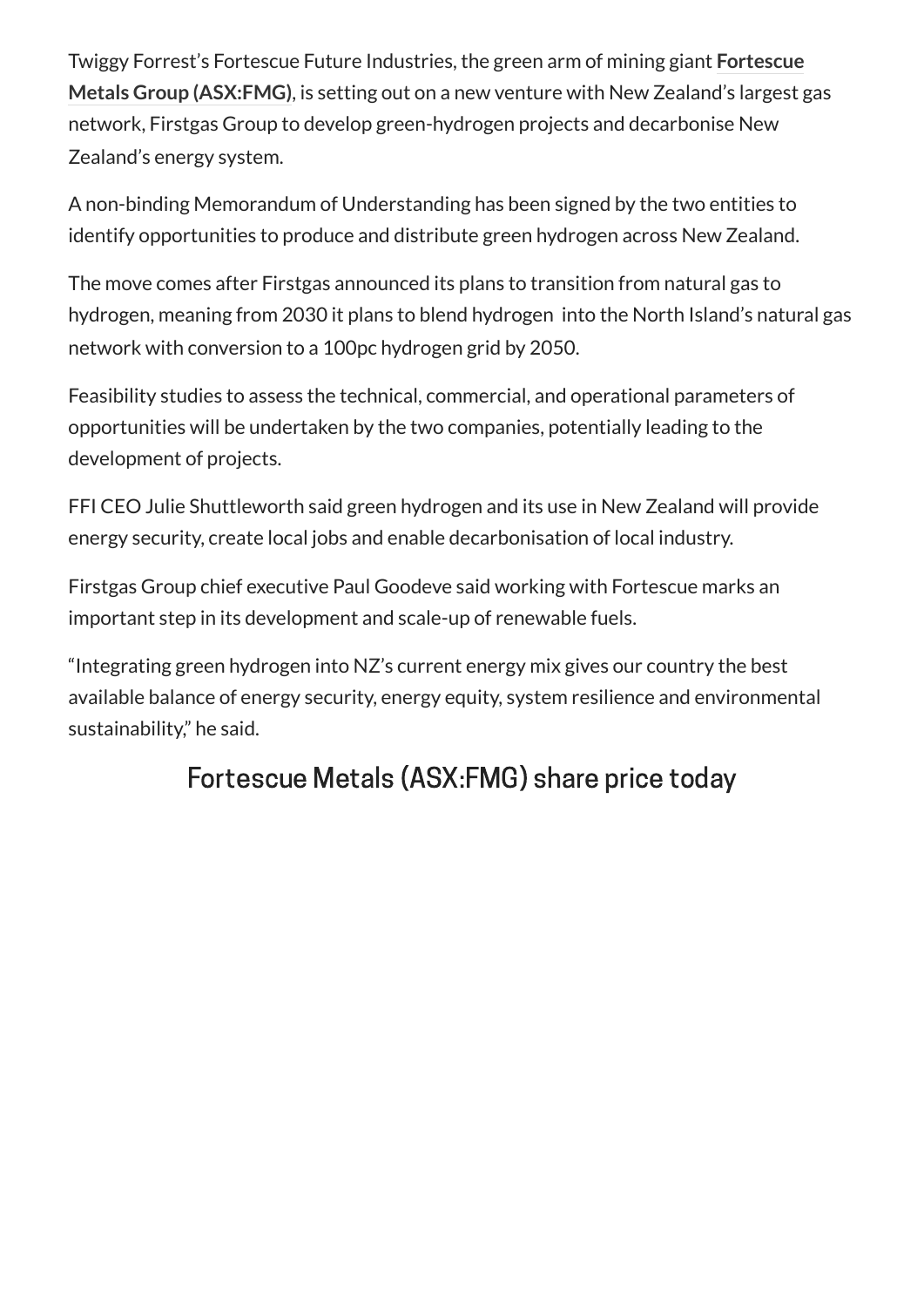Twiggy Forrest's Fortescue Future Industries, the green arm of mining giant **Fortescue Metals Group (ASX:FMG)**, is setting out on a new venture with New Zealand's largest gas network, Firstgas Group to develop green-hydrogen projects and decarbonise New Zealand's energy system.

A non-binding Memorandum of Understanding has been signed by the two entities to identify opportunities to produce and distribute green hydrogen across New Zealand.

The move comes after Firstgas announced its plans to transition from natural gas to hydrogen, meaning from 2030 it plans to blend hydrogen into the North Island's natural gas network with conversion to a 100pc hydrogen grid by 2050.

Feasibility studies to assess the technical, commercial, and operational parameters of opportunities will be undertaken by the two companies, potentially leading to the development of projects.

FFI CEO Julie Shuttleworth said green hydrogen and its use in New Zealand will provide energy security, create local jobs and enable decarbonisation of local industry.

Firstgas Group chief executive Paul Goodeve said working with Fortescue marks an important step in its development and scale-up of renewable fuels.

"Integrating green hydrogen into NZ's current energy mix gives our country the best available balance of energy security, energy equity, system resilience and environmental sustainability," he said.

## Fortescue Metals (ASX:FMG) share price today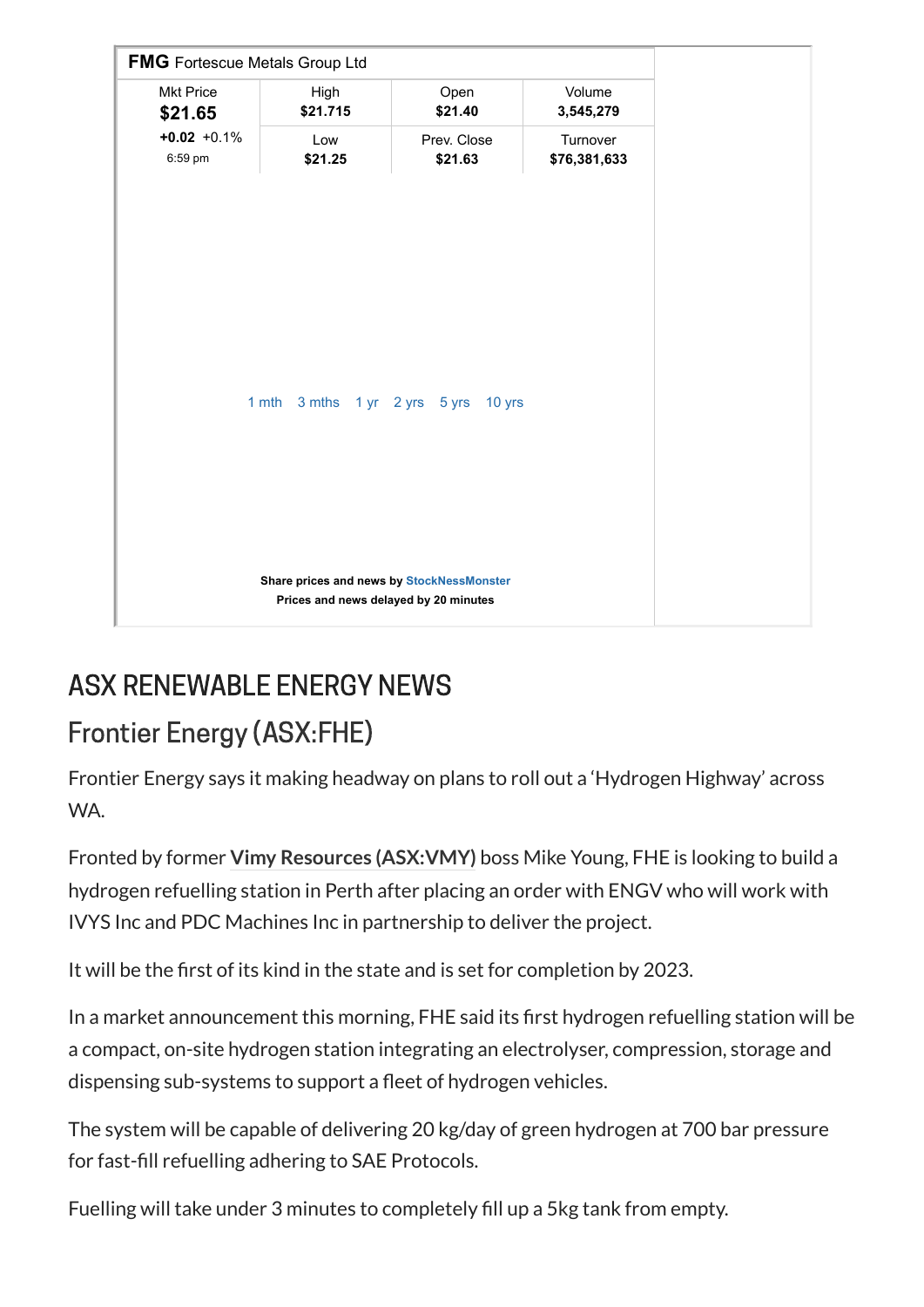**FMG** Fortescue Metals Group Ltd

| Mkt Price | High | Open | Volume |
|---|---|---|---|
| **$21.65** | **$21.715** | **$21.40** | **3,545,279** |
| **+0.02** +0.1% | Low | Prev. Close | Turnover |
| 6:59 pm | **$21.25** | **$21.63** | **$76,381,633** |

1 mth 3 mths 1 yr 2 yrs 5 yrs 10 yrs

**Share prices and news by StockNessMonster**
**Prices and news delayed by 20 minutes**

## ASX RENEWABLE ENERGY NEWS

### Frontier Energy (ASX:FHE)

Frontier Energy says it making headway on plans to roll out a 'Hydrogen Highway' across WA.

Fronted by former **Vimy Resources (ASX:VMY)** boss Mike Young, FHE is looking to build a hydrogen refuelling station in Perth after placing an order with ENGV who will work with IVYS Inc and PDC Machines Inc in partnership to deliver the project.

It will be the first of its kind in the state and is set for completion by 2023.

In a market announcement this morning, FHE said its first hydrogen refuelling station will be a compact, on-site hydrogen station integrating an electrolyser, compression, storage and dispensing sub-systems to support a fleet of hydrogen vehicles.

The system will be capable of delivering 20 kg/day of green hydrogen at 700 bar pressure for fast-fill refuelling adhering to SAE Protocols.

Fuelling will take under 3 minutes to completely fill up a 5kg tank from empty.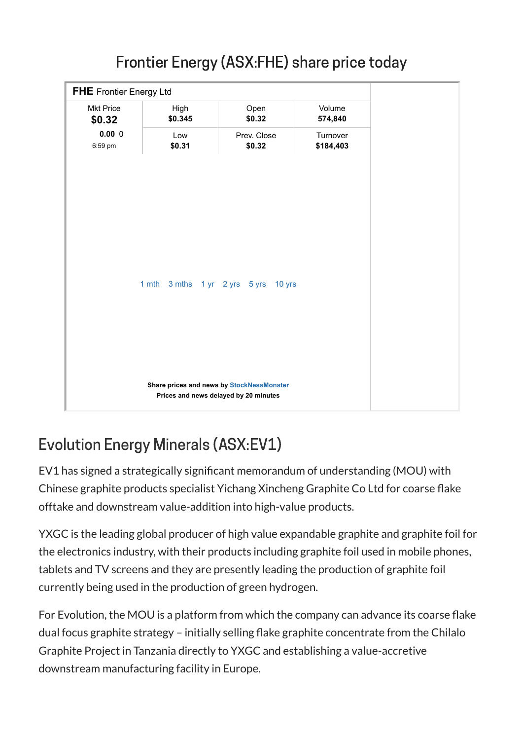## Frontier Energy (ASX:FHE) share price today

**FHE** Frontier Energy Ltd

| Mkt Price | High | Open | Volume |
|---|---|---|---|
| **$0.32** | **$0.345** | **$0.32** | **574,840** |
| **0.00** 0 | Low | Prev. Close | Turnover |
| 6:59 pm | **$0.31** | **$0.32** | **$184,403** |

1 mth 3 mths 1 yr 2 yrs 5 yrs 10 yrs

**Share prices and news by StockNessMonster**
**Prices and news delayed by 20 minutes**

## Evolution Energy Minerals (ASX:EV1)

EV1 has signed a strategically significant memorandum of understanding (MOU) with Chinese graphite products specialist Yichang Xincheng Graphite Co Ltd for coarse flake offtake and downstream value-addition into high-value products.

YXGC is the leading global producer of high value expandable graphite and graphite foil for the electronics industry, with their products including graphite foil used in mobile phones, tablets and TV screens and they are presently leading the production of graphite foil currently being used in the production of green hydrogen.

For Evolution, the MOU is a platform from which the company can advance its coarse flake dual focus graphite strategy – initially selling flake graphite concentrate from the Chilalo Graphite Project in Tanzania directly to YXGC and establishing a value-accretive downstream manufacturing facility in Europe.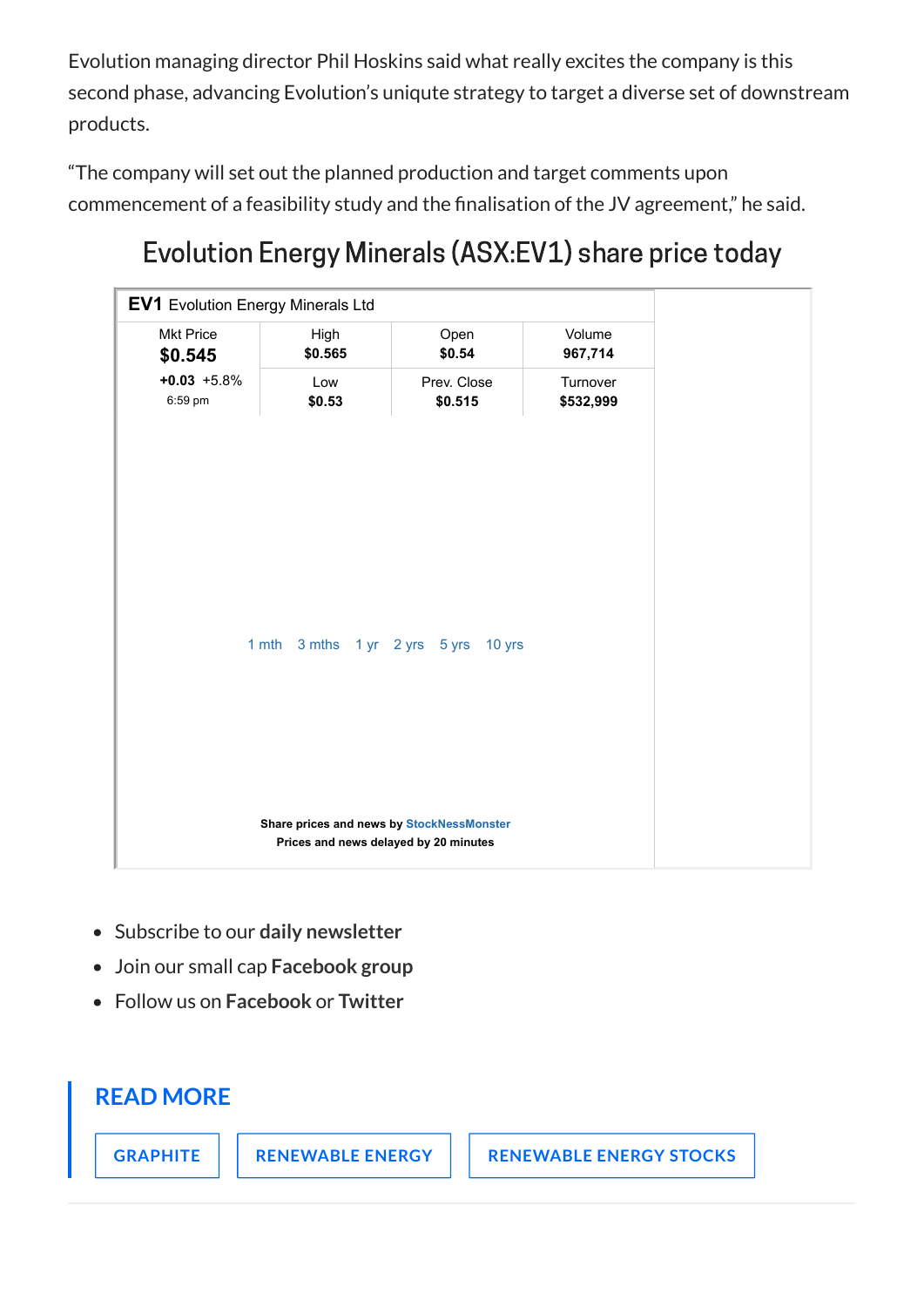Evolution managing director Phil Hoskins said what really excites the company is this second phase, advancing Evolution's uniqute strategy to target a diverse set of downstream products.

"The company will set out the planned production and target comments upon commencement of a feasibility study and the finalisation of the JV agreement," he said.

## Evolution Energy Minerals (ASX:EV1) share price today

**EV1** Evolution Energy Minerals Ltd

| Mkt Price | High | Open | Volume |
|---|---|---|---|
| **$0.545** | **$0.565** | **$0.54** | **967,714** |
| **+0.03** +5.8% | Low | Prev. Close | Turnover |
| 6:59 pm | **$0.53** | **$0.515** | **$532,999** |

1 mth 3 mths 1 yr 2 yrs 5 yrs 10 yrs

**Share prices and news by StockNessMonster**
**Prices and news delayed by 20 minutes**

- Subscribe to our **daily newsletter**
- Join our small cap **Facebook group**
- Follow us on **Facebook** or **Twitter**

**READ MORE**

GRAPHITE | RENEWABLE ENERGY | RENEWABLE ENERGY STOCKS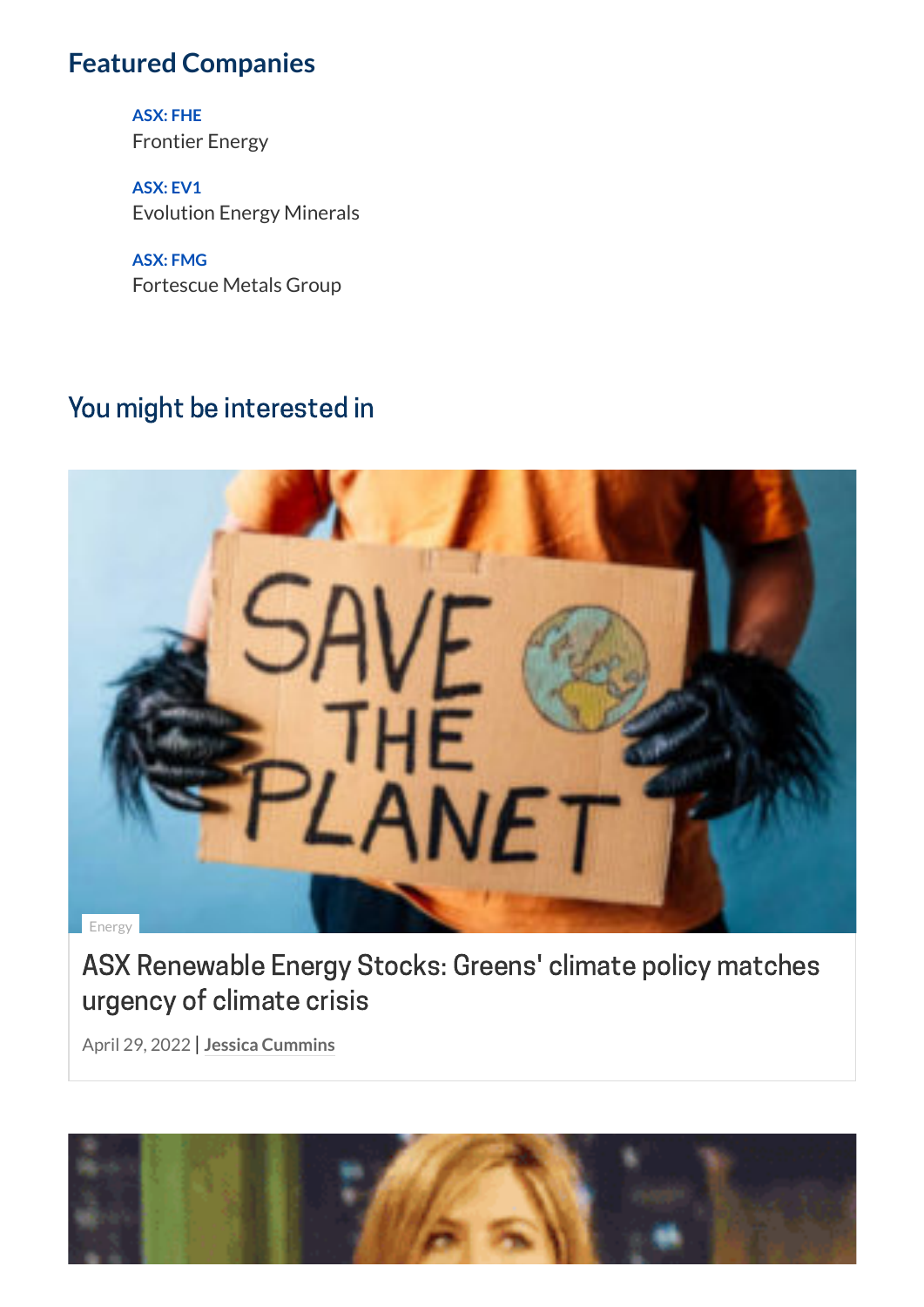## Featured Companies

ASX: FHE
Frontier Energy

ASX: EV1
Evolution Energy Minerals

ASX: FMG
Fortescue Metals Group

## You might be interested in

Energy

ASX Renewable Energy Stocks: Greens' climate policy matches urgency of climate crisis

April 29, 2022 | Jessica Cummins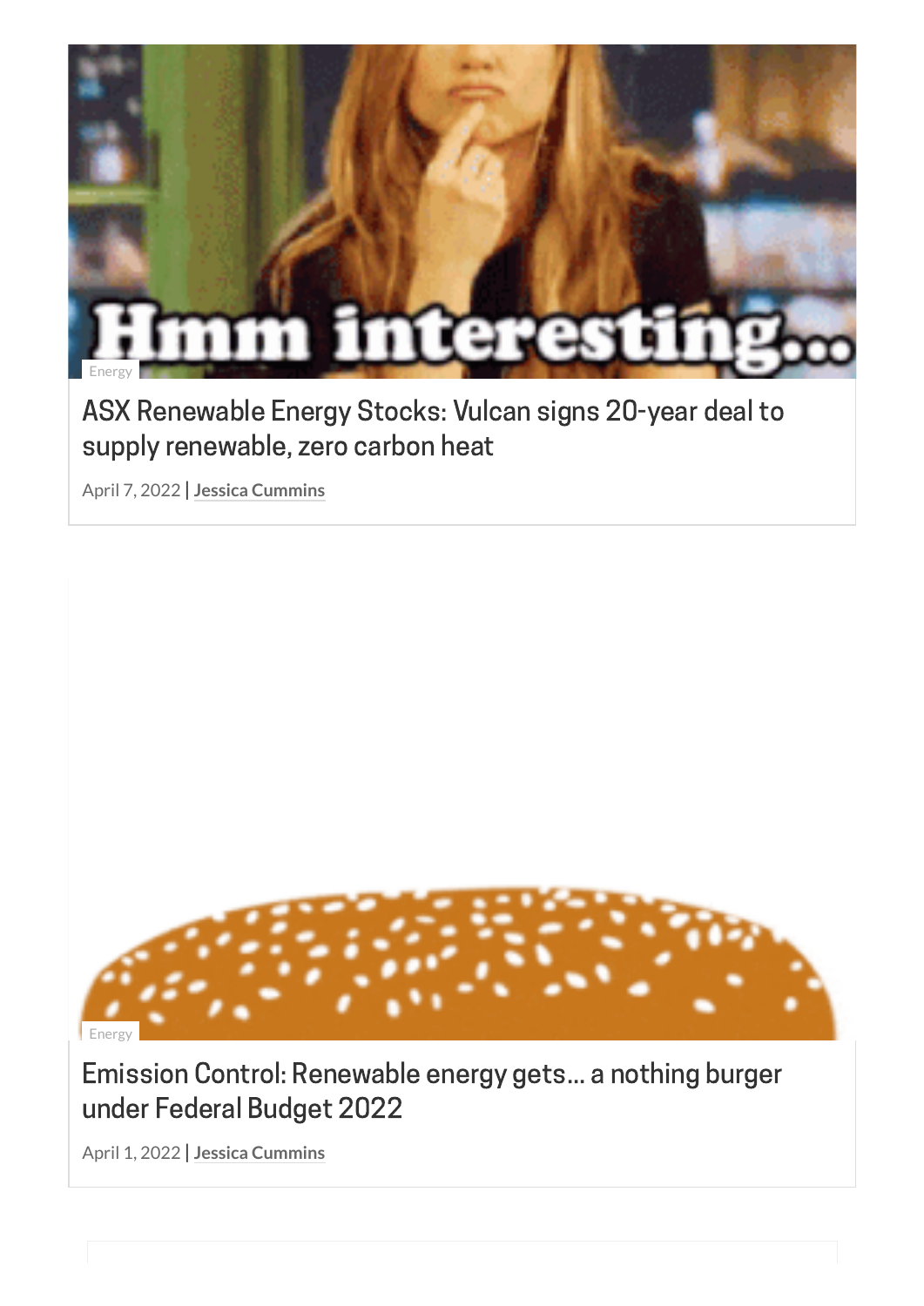Energy

## ASX Renewable Energy Stocks: Vulcan signs 20-year deal to supply renewable, zero carbon heat

April 7, 2022 | **Jessica Cummins**

Energy

## Emission Control: Renewable energy gets… a nothing burger under Federal Budget 2022

April 1, 2022 | **Jessica Cummins**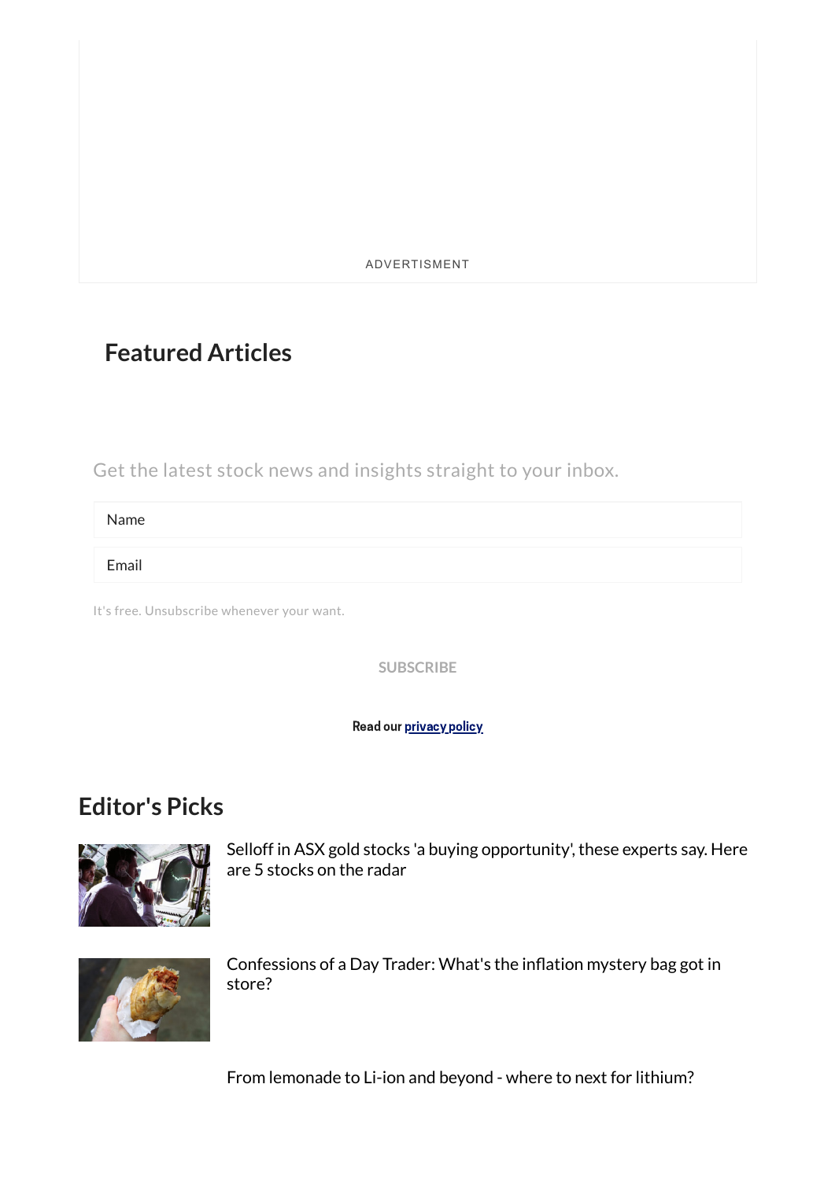ADVERTISMENT

## Featured Articles

Get the latest stock news and insights straight to your inbox.

Name

Email

It's free. Unsubscribe whenever your want.

SUBSCRIBE

**Read our privacy policy**

## Editor's Picks

Selloff in ASX gold stocks 'a buying opportunity', these experts say. Here are 5 stocks on the radar

Confessions of a Day Trader: What's the inflation mystery bag got in store?

From lemonade to Li-ion and beyond - where to next for lithium?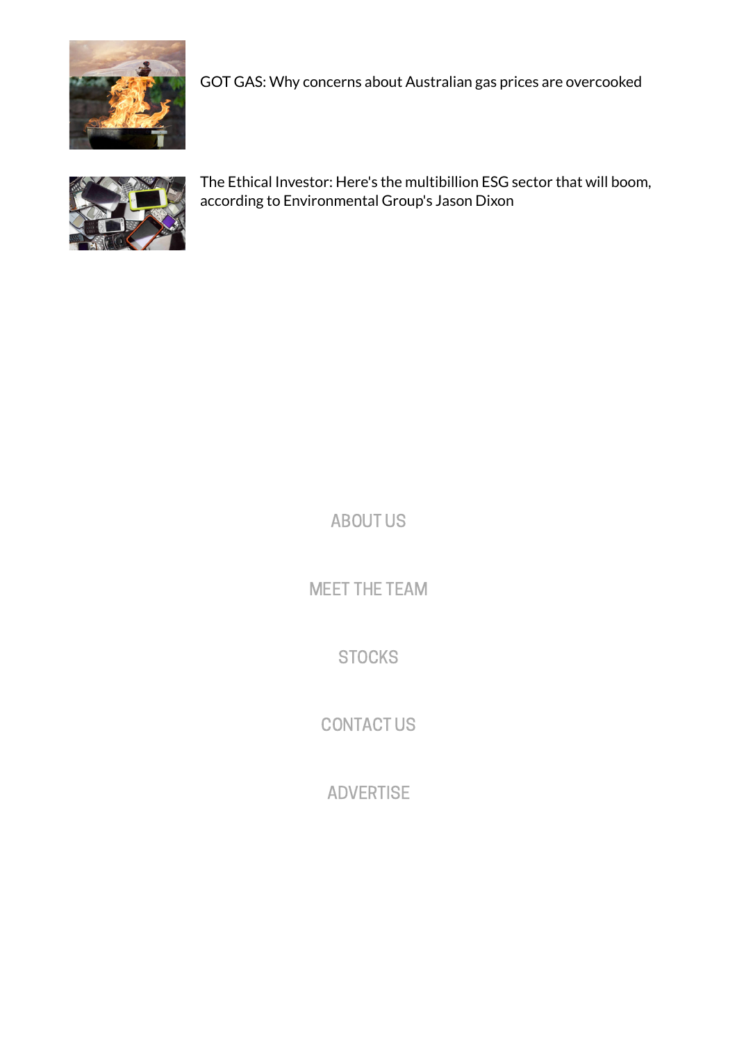GOT GAS: Why concerns about Australian gas prices are overcooked

The Ethical Investor: Here's the multibillion ESG sector that will boom, according to Environmental Group's Jason Dixon

ABOUT US

MEET THE TEAM

STOCKS

CONTACT US

ADVERTISE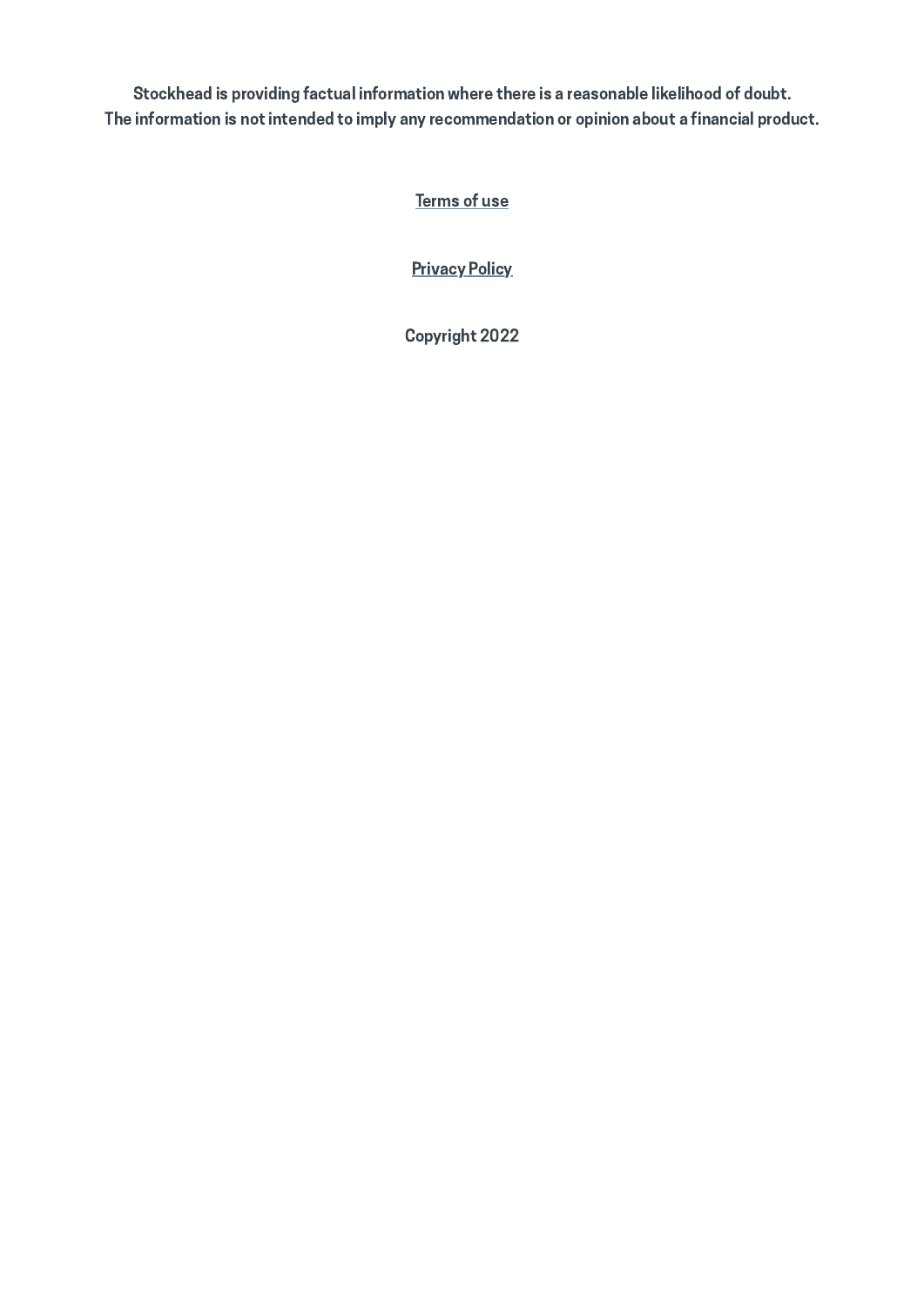**Stockhead is providing factual information where there is a reasonable likelihood of doubt.**
**The information is not intended to imply any recommendation or opinion about a financial product.**

**Terms of use**

**Privacy Policy**

**Copyright 2022**